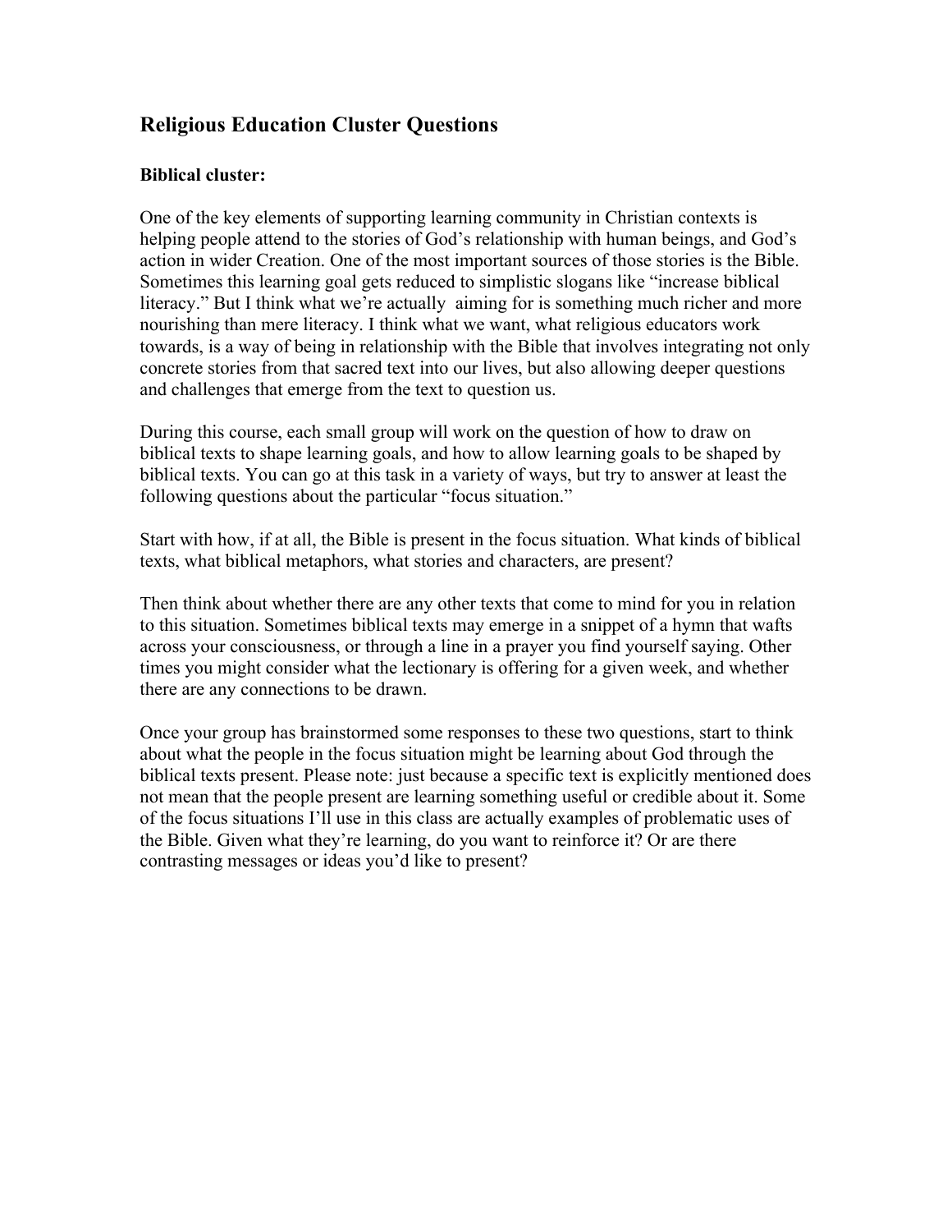## Religious Education Cluster Questions

**Biblical cluster:**

One of the key elements of supporting learning community in Christian contexts is helping people attend to the stories of God's relationship with human beings, and God's action in wider Creation. One of the most important sources of those stories is the Bible. Sometimes this learning goal gets reduced to simplistic slogans like "increase biblical literacy." But I think what we're actually aiming for is something much richer and more nourishing than mere literacy. I think what we want, what religious educators work towards, is a way of being in relationship with the Bible that involves integrating not only concrete stories from that sacred text into our lives, but also allowing deeper questions and challenges that emerge from the text to question us.

During this course, each small group will work on the question of how to draw on biblical texts to shape learning goals, and how to allow learning goals to be shaped by biblical texts. You can go at this task in a variety of ways, but try to answer at least the following questions about the particular "focus situation."

Start with how, if at all, the Bible is present in the focus situation. What kinds of biblical texts, what biblical metaphors, what stories and characters, are present?

Then think about whether there are any other texts that come to mind for you in relation to this situation. Sometimes biblical texts may emerge in a snippet of a hymn that wafts across your consciousness, or through a line in a prayer you find yourself saying. Other times you might consider what the lectionary is offering for a given week, and whether there are any connections to be drawn.

Once your group has brainstormed some responses to these two questions, start to think about what the people in the focus situation might be learning about God through the biblical texts present. Please note: just because a specific text is explicitly mentioned does not mean that the people present are learning something useful or credible about it. Some of the focus situations I'll use in this class are actually examples of problematic uses of the Bible. Given what they're learning, do you want to reinforce it? Or are there contrasting messages or ideas you'd like to present?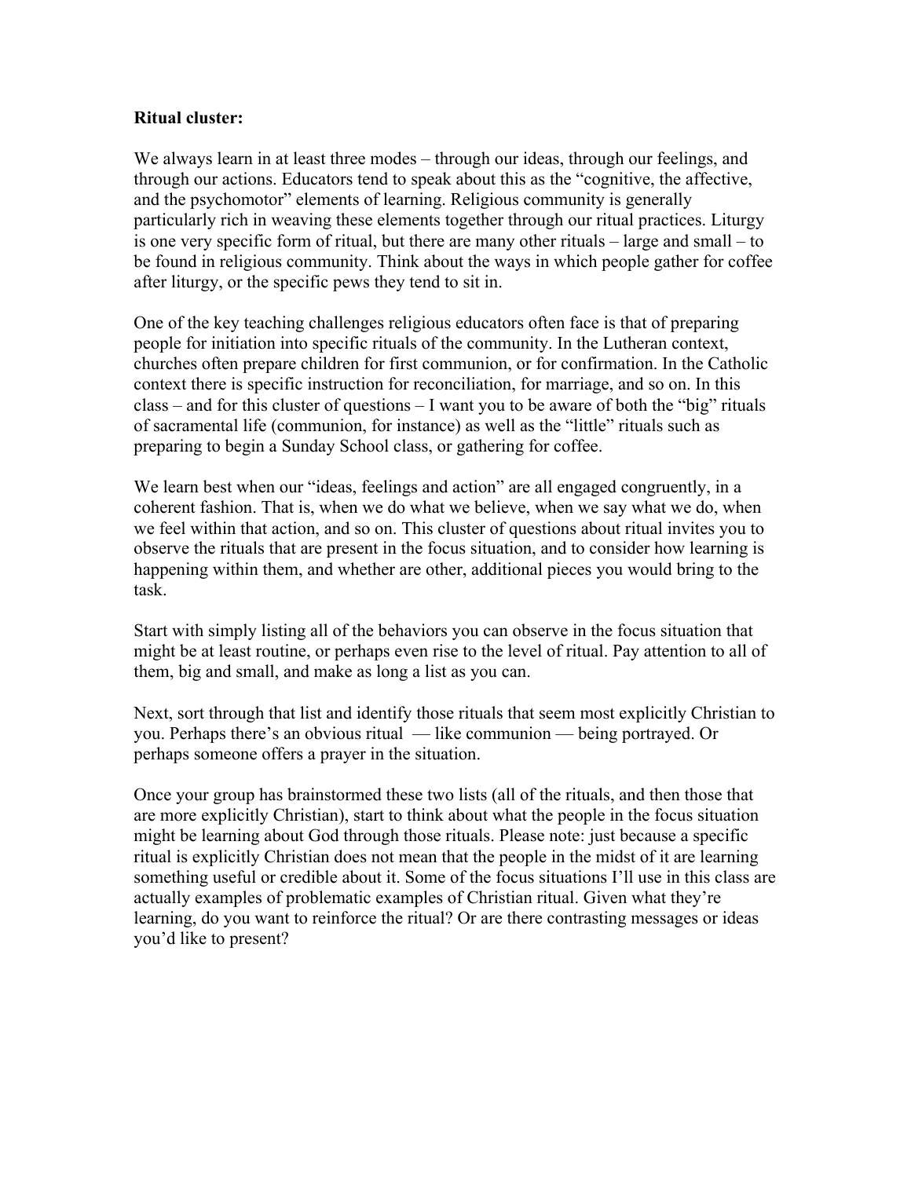**Ritual cluster:**

We always learn in at least three modes – through our ideas, through our feelings, and through our actions. Educators tend to speak about this as the "cognitive, the affective, and the psychomotor" elements of learning. Religious community is generally particularly rich in weaving these elements together through our ritual practices. Liturgy is one very specific form of ritual, but there are many other rituals – large and small – to be found in religious community. Think about the ways in which people gather for coffee after liturgy, or the specific pews they tend to sit in.

One of the key teaching challenges religious educators often face is that of preparing people for initiation into specific rituals of the community. In the Lutheran context, churches often prepare children for first communion, or for confirmation. In the Catholic context there is specific instruction for reconciliation, for marriage, and so on. In this class – and for this cluster of questions – I want you to be aware of both the "big" rituals of sacramental life (communion, for instance) as well as the "little" rituals such as preparing to begin a Sunday School class, or gathering for coffee.

We learn best when our "ideas, feelings and action" are all engaged congruently, in a coherent fashion. That is, when we do what we believe, when we say what we do, when we feel within that action, and so on. This cluster of questions about ritual invites you to observe the rituals that are present in the focus situation, and to consider how learning is happening within them, and whether are other, additional pieces you would bring to the task.

Start with simply listing all of the behaviors you can observe in the focus situation that might be at least routine, or perhaps even rise to the level of ritual. Pay attention to all of them, big and small, and make as long a list as you can.

Next, sort through that list and identify those rituals that seem most explicitly Christian to you. Perhaps there's an obvious ritual — like communion — being portrayed. Or perhaps someone offers a prayer in the situation.

Once your group has brainstormed these two lists (all of the rituals, and then those that are more explicitly Christian), start to think about what the people in the focus situation might be learning about God through those rituals. Please note: just because a specific ritual is explicitly Christian does not mean that the people in the midst of it are learning something useful or credible about it. Some of the focus situations I'll use in this class are actually examples of problematic examples of Christian ritual. Given what they're learning, do you want to reinforce the ritual? Or are there contrasting messages or ideas you'd like to present?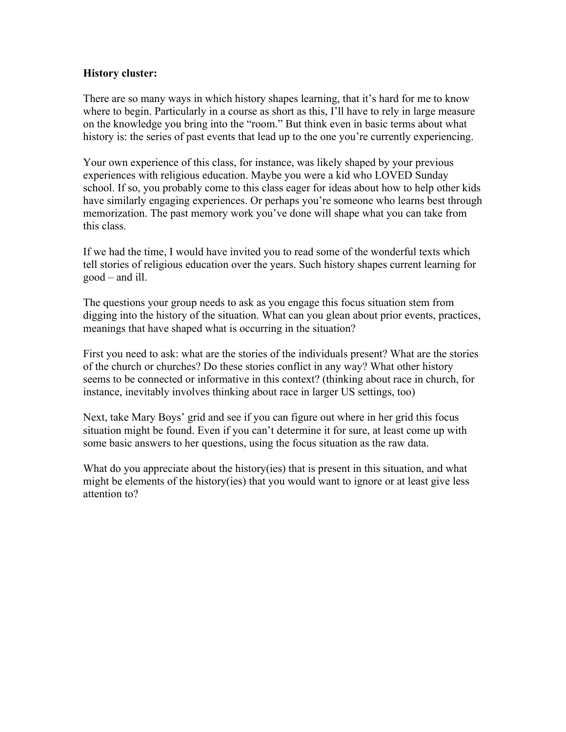**History cluster:**

There are so many ways in which history shapes learning, that it's hard for me to know where to begin. Particularly in a course as short as this, I'll have to rely in large measure on the knowledge you bring into the "room." But think even in basic terms about what history is: the series of past events that lead up to the one you're currently experiencing.

Your own experience of this class, for instance, was likely shaped by your previous experiences with religious education. Maybe you were a kid who LOVED Sunday school. If so, you probably come to this class eager for ideas about how to help other kids have similarly engaging experiences. Or perhaps you're someone who learns best through memorization. The past memory work you've done will shape what you can take from this class.

If we had the time, I would have invited you to read some of the wonderful texts which tell stories of religious education over the years. Such history shapes current learning for good – and ill.

The questions your group needs to ask as you engage this focus situation stem from digging into the history of the situation. What can you glean about prior events, practices, meanings that have shaped what is occurring in the situation?

First you need to ask: what are the stories of the individuals present? What are the stories of the church or churches? Do these stories conflict in any way? What other history seems to be connected or informative in this context? (thinking about race in church, for instance, inevitably involves thinking about race in larger US settings, too)

Next, take Mary Boys' grid and see if you can figure out where in her grid this focus situation might be found. Even if you can't determine it for sure, at least come up with some basic answers to her questions, using the focus situation as the raw data.

What do you appreciate about the history(ies) that is present in this situation, and what might be elements of the history(ies) that you would want to ignore or at least give less attention to?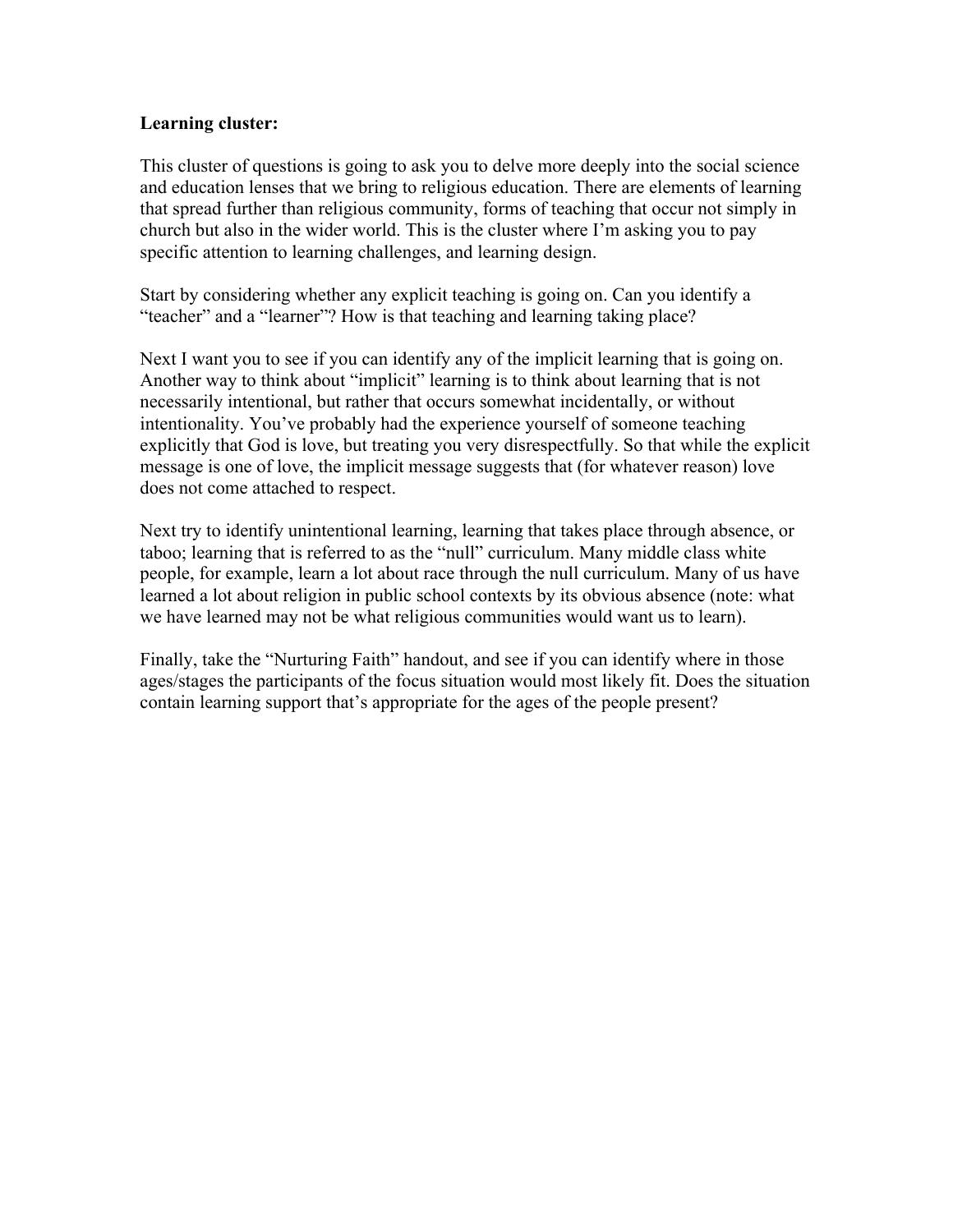**Learning cluster:**

This cluster of questions is going to ask you to delve more deeply into the social science and education lenses that we bring to religious education. There are elements of learning that spread further than religious community, forms of teaching that occur not simply in church but also in the wider world. This is the cluster where I'm asking you to pay specific attention to learning challenges, and learning design.

Start by considering whether any explicit teaching is going on. Can you identify a "teacher" and a "learner"? How is that teaching and learning taking place?

Next I want you to see if you can identify any of the implicit learning that is going on. Another way to think about "implicit" learning is to think about learning that is not necessarily intentional, but rather that occurs somewhat incidentally, or without intentionality. You've probably had the experience yourself of someone teaching explicitly that God is love, but treating you very disrespectfully. So that while the explicit message is one of love, the implicit message suggests that (for whatever reason) love does not come attached to respect.

Next try to identify unintentional learning, learning that takes place through absence, or taboo; learning that is referred to as the "null" curriculum. Many middle class white people, for example, learn a lot about race through the null curriculum. Many of us have learned a lot about religion in public school contexts by its obvious absence (note: what we have learned may not be what religious communities would want us to learn).

Finally, take the "Nurturing Faith" handout, and see if you can identify where in those ages/stages the participants of the focus situation would most likely fit. Does the situation contain learning support that's appropriate for the ages of the people present?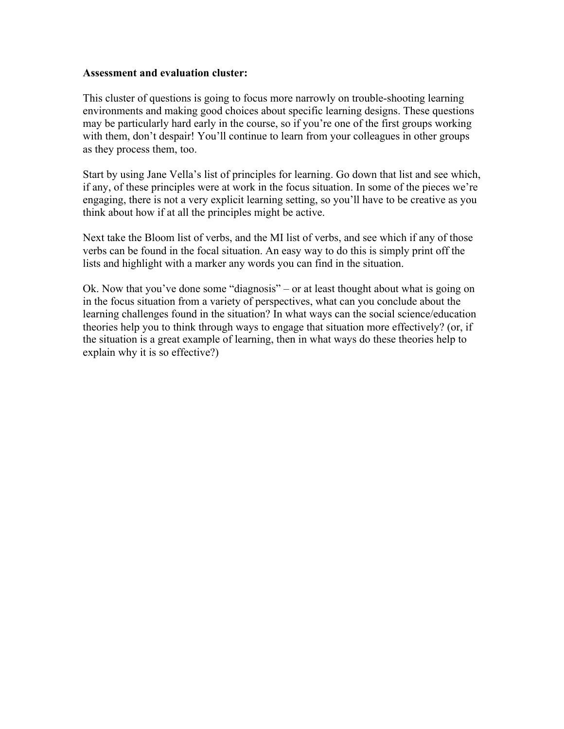**Assessment and evaluation cluster:**

This cluster of questions is going to focus more narrowly on trouble-shooting learning environments and making good choices about specific learning designs. These questions may be particularly hard early in the course, so if you're one of the first groups working with them, don't despair! You'll continue to learn from your colleagues in other groups as they process them, too.

Start by using Jane Vella's list of principles for learning. Go down that list and see which, if any, of these principles were at work in the focus situation. In some of the pieces we're engaging, there is not a very explicit learning setting, so you'll have to be creative as you think about how if at all the principles might be active.

Next take the Bloom list of verbs, and the MI list of verbs, and see which if any of those verbs can be found in the focal situation. An easy way to do this is simply print off the lists and highlight with a marker any words you can find in the situation.

Ok. Now that you've done some "diagnosis" – or at least thought about what is going on in the focus situation from a variety of perspectives, what can you conclude about the learning challenges found in the situation? In what ways can the social science/education theories help you to think through ways to engage that situation more effectively? (or, if the situation is a great example of learning, then in what ways do these theories help to explain why it is so effective?)